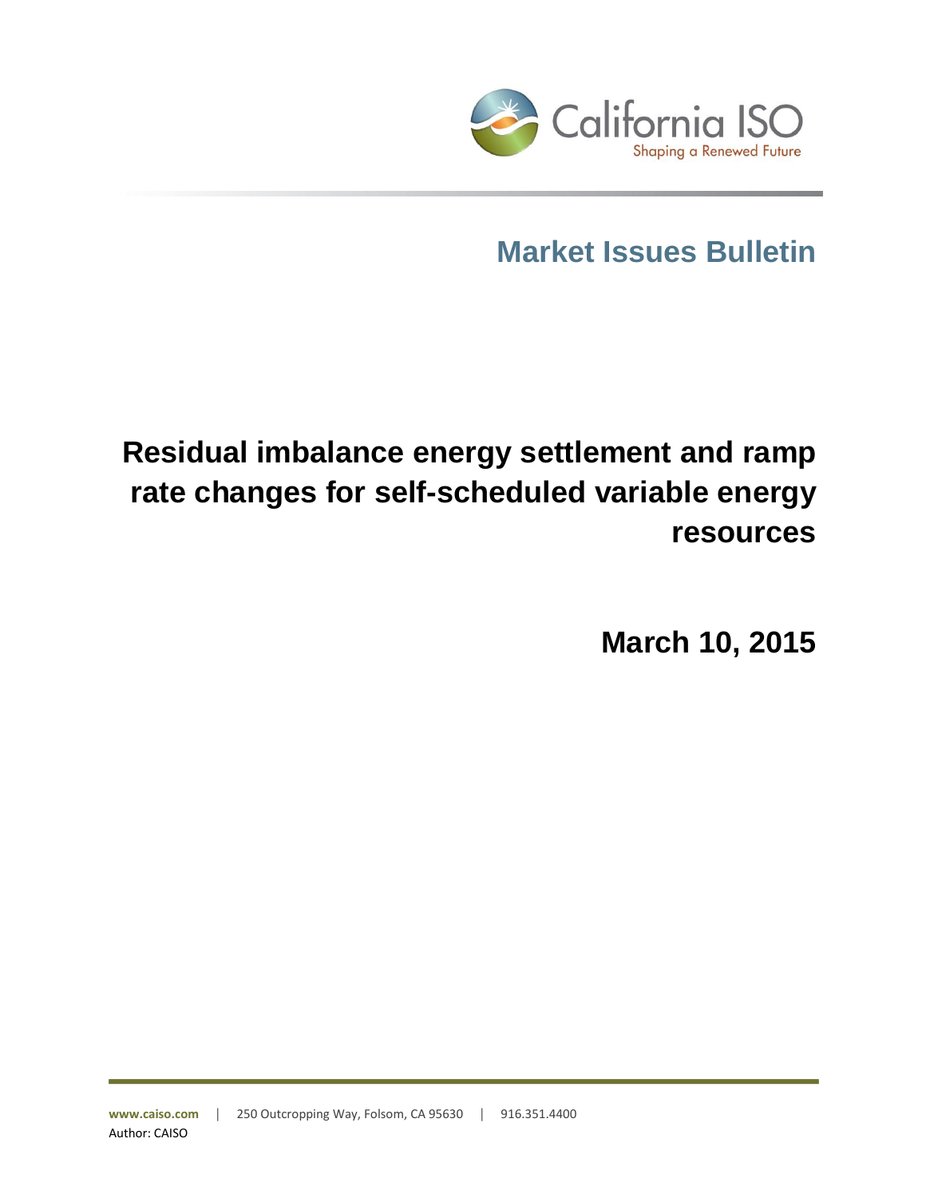California ISO

Shaping a Renewed Future

# Market Issues Bulletin

# Residual imbalance energy settlement and ramp rate changes for self-scheduled variable energy resources

**March 10, 2015**

www.caiso.com | 250 Outcropping Way, Folsom, CA 95630 | 916.351.4400

Author: CAISO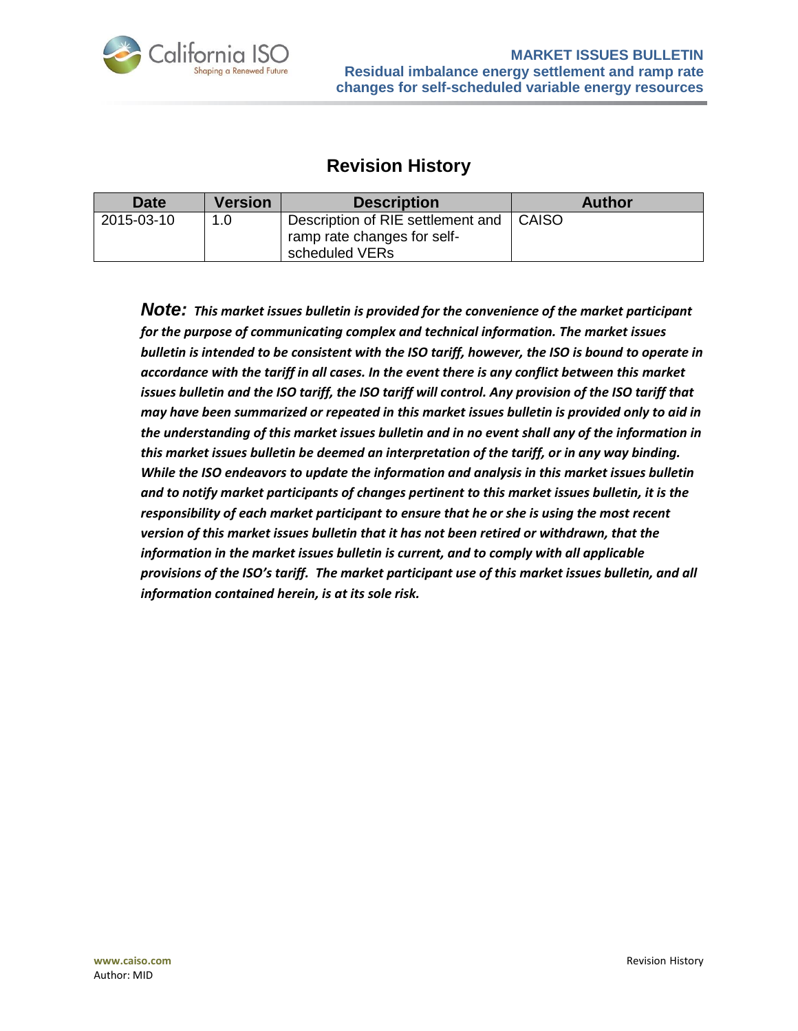## Revision History

| Date | Version | Description | Author |
| --- | --- | --- | --- |
| 2015-03-10 | 1.0 | Description of RIE settlement and ramp rate changes for self-scheduled VERs | CAISO |

***Note:** This market issues bulletin is provided for the convenience of the market participant for the purpose of communicating complex and technical information. The market issues bulletin is intended to be consistent with the ISO tariff, however, the ISO is bound to operate in accordance with the tariff in all cases. In the event there is any conflict between this market issues bulletin and the ISO tariff, the ISO tariff will control. Any provision of the ISO tariff that may have been summarized or repeated in this market issues bulletin is provided only to aid in the understanding of this market issues bulletin and in no event shall any of the information in this market issues bulletin be deemed an interpretation of the tariff, or in any way binding. While the ISO endeavors to update the information and analysis in this market issues bulletin and to notify market participants of changes pertinent to this market issues bulletin, it is the responsibility of each market participant to ensure that he or she is using the most recent version of this market issues bulletin that it has not been retired or withdrawn, that the information in the market issues bulletin is current, and to comply with all applicable provisions of the ISO's tariff. The market participant use of this market issues bulletin, and all information contained herein, is at its sole risk.*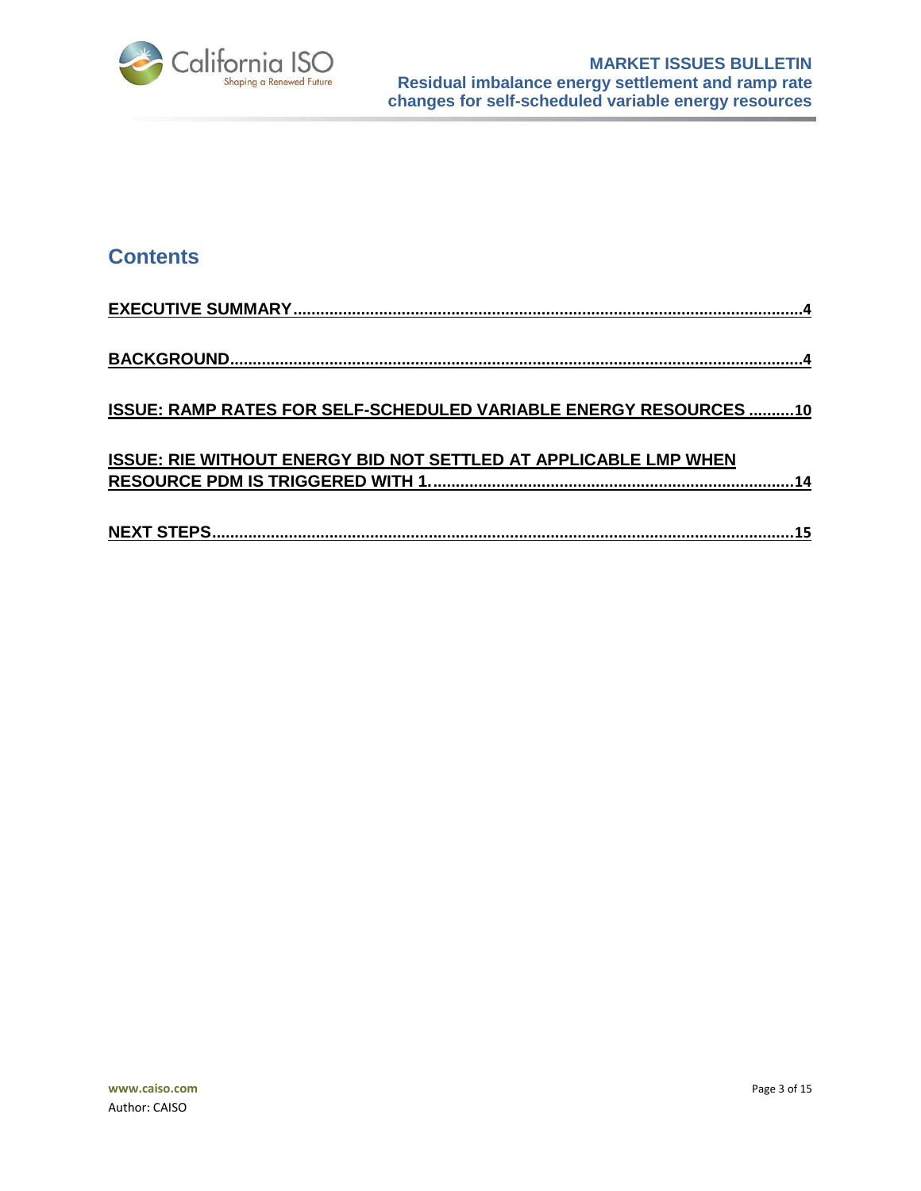## Contents

EXECUTIVE SUMMARY....................................................................................................................4

BACKGROUND..............................................................................................................................4

ISSUE: RAMP RATES FOR SELF-SCHEDULED VARIABLE ENERGY RESOURCES ..........10

ISSUE: RIE WITHOUT ENERGY BID NOT SETTLED AT APPLICABLE LMP WHEN RESOURCE PDM IS TRIGGERED WITH 1...............................................................................14

NEXT STEPS................................................................................................................................15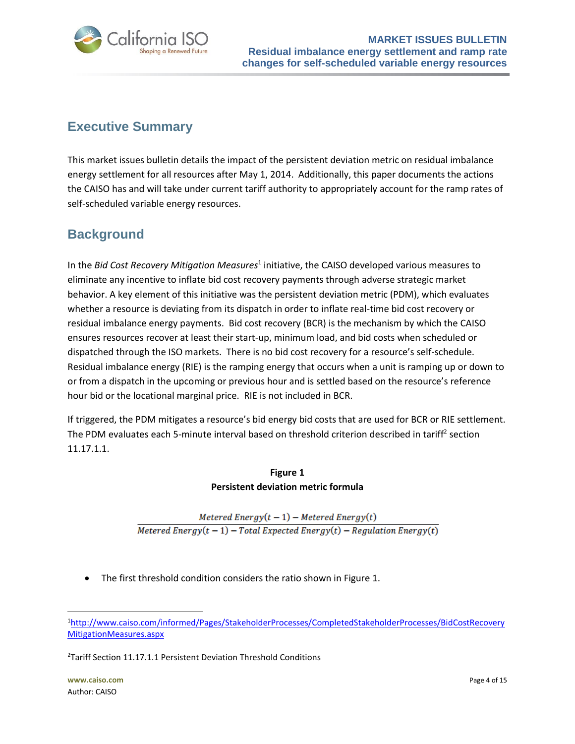## Executive Summary

This market issues bulletin details the impact of the persistent deviation metric on residual imbalance energy settlement for all resources after May 1, 2014. Additionally, this paper documents the actions the CAISO has and will take under current tariff authority to appropriately account for the ramp rates of self-scheduled variable energy resources.

## Background

In the *Bid Cost Recovery Mitigation Measures*[1] initiative, the CAISO developed various measures to eliminate any incentive to inflate bid cost recovery payments through adverse strategic market behavior. A key element of this initiative was the persistent deviation metric (PDM), which evaluates whether a resource is deviating from its dispatch in order to inflate real-time bid cost recovery or residual imbalance energy payments. Bid cost recovery (BCR) is the mechanism by which the CAISO ensures resources recover at least their start-up, minimum load, and bid costs when scheduled or dispatched through the ISO markets. There is no bid cost recovery for a resource's self-schedule. Residual imbalance energy (RIE) is the ramping energy that occurs when a unit is ramping up or down to or from a dispatch in the upcoming or previous hour and is settled based on the resource's reference hour bid or the locational marginal price. RIE is not included in BCR.

If triggered, the PDM mitigates a resource's bid energy bid costs that are used for BCR or RIE settlement. The PDM evaluates each 5-minute interval based on threshold criterion described in tariff[2] section 11.17.1.1.

**Figure 1**
**Persistent deviation metric formula**

$$\frac{Metered\ Energy(t-1) - Metered\ Energy(t)}{Metered\ Energy(t-1) - Total\ Expected\ Energy(t) - Regulation\ Energy(t)}$$

- The first threshold condition considers the ratio shown in Figure 1.

---

[1] http://www.caiso.com/informed/Pages/StakeholderProcesses/CompletedStakeholderProcesses/BidCostRecoveryMitigationMeasures.aspx

[2] Tariff Section 11.17.1.1 Persistent Deviation Threshold Conditions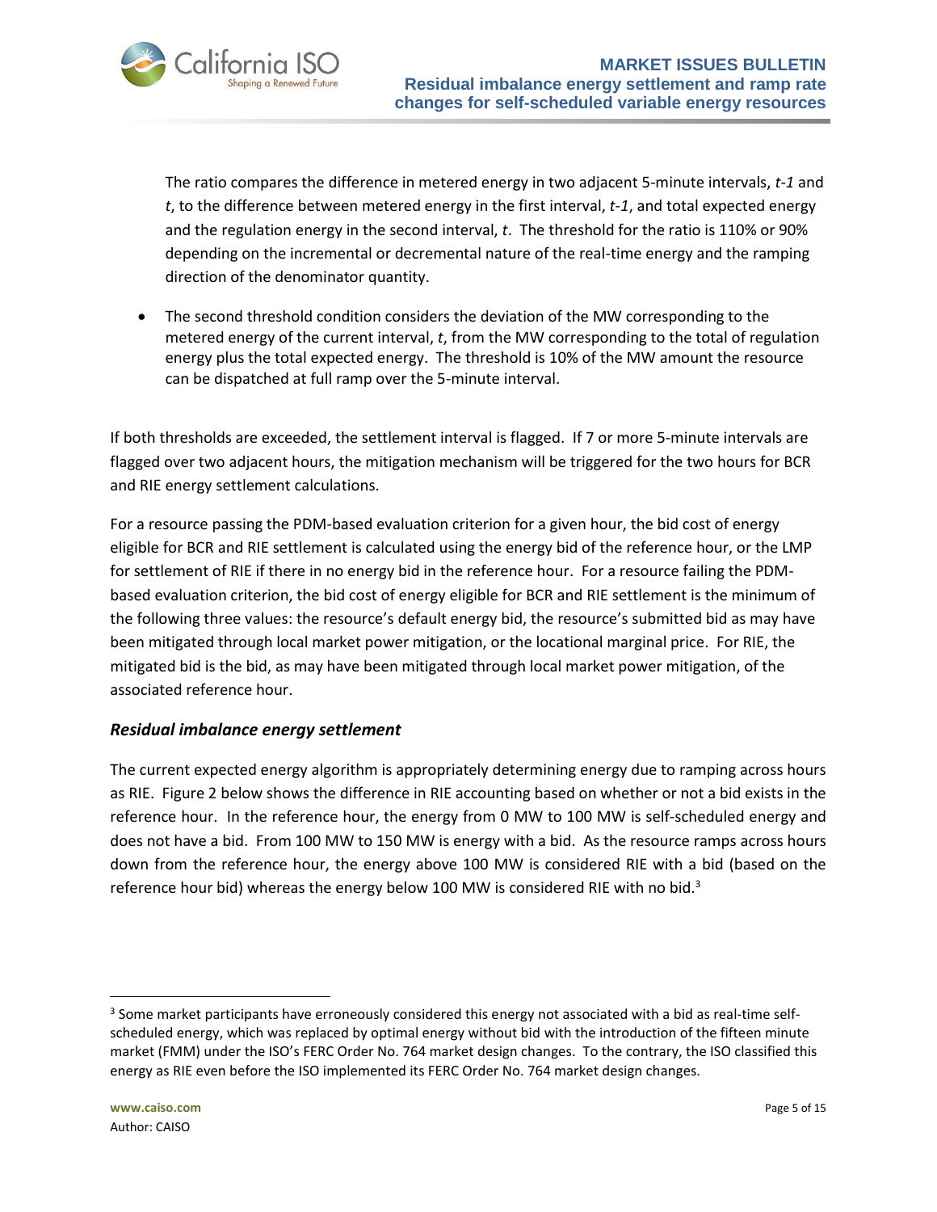The ratio compares the difference in metered energy in two adjacent 5-minute intervals, *t-1* and *t*, to the difference between metered energy in the first interval, *t-1*, and total expected energy and the regulation energy in the second interval, *t*. The threshold for the ratio is 110% or 90% depending on the incremental or decremental nature of the real-time energy and the ramping direction of the denominator quantity.

- The second threshold condition considers the deviation of the MW corresponding to the metered energy of the current interval, *t*, from the MW corresponding to the total of regulation energy plus the total expected energy. The threshold is 10% of the MW amount the resource can be dispatched at full ramp over the 5-minute interval.

If both thresholds are exceeded, the settlement interval is flagged. If 7 or more 5-minute intervals are flagged over two adjacent hours, the mitigation mechanism will be triggered for the two hours for BCR and RIE energy settlement calculations.

For a resource passing the PDM-based evaluation criterion for a given hour, the bid cost of energy eligible for BCR and RIE settlement is calculated using the energy bid of the reference hour, or the LMP for settlement of RIE if there in no energy bid in the reference hour. For a resource failing the PDM-based evaluation criterion, the bid cost of energy eligible for BCR and RIE settlement is the minimum of the following three values: the resource's default energy bid, the resource's submitted bid as may have been mitigated through local market power mitigation, or the locational marginal price. For RIE, the mitigated bid is the bid, as may have been mitigated through local market power mitigation, of the associated reference hour.

### *Residual imbalance energy settlement*

The current expected energy algorithm is appropriately determining energy due to ramping across hours as RIE. Figure 2 below shows the difference in RIE accounting based on whether or not a bid exists in the reference hour. In the reference hour, the energy from 0 MW to 100 MW is self-scheduled energy and does not have a bid. From 100 MW to 150 MW is energy with a bid. As the resource ramps across hours down from the reference hour, the energy above 100 MW is considered RIE with a bid (based on the reference hour bid) whereas the energy below 100 MW is considered RIE with no bid.[3]

---

[3] Some market participants have erroneously considered this energy not associated with a bid as real-time self-scheduled energy, which was replaced by optimal energy without bid with the introduction of the fifteen minute market (FMM) under the ISO's FERC Order No. 764 market design changes. To the contrary, the ISO classified this energy as RIE even before the ISO implemented its FERC Order No. 764 market design changes.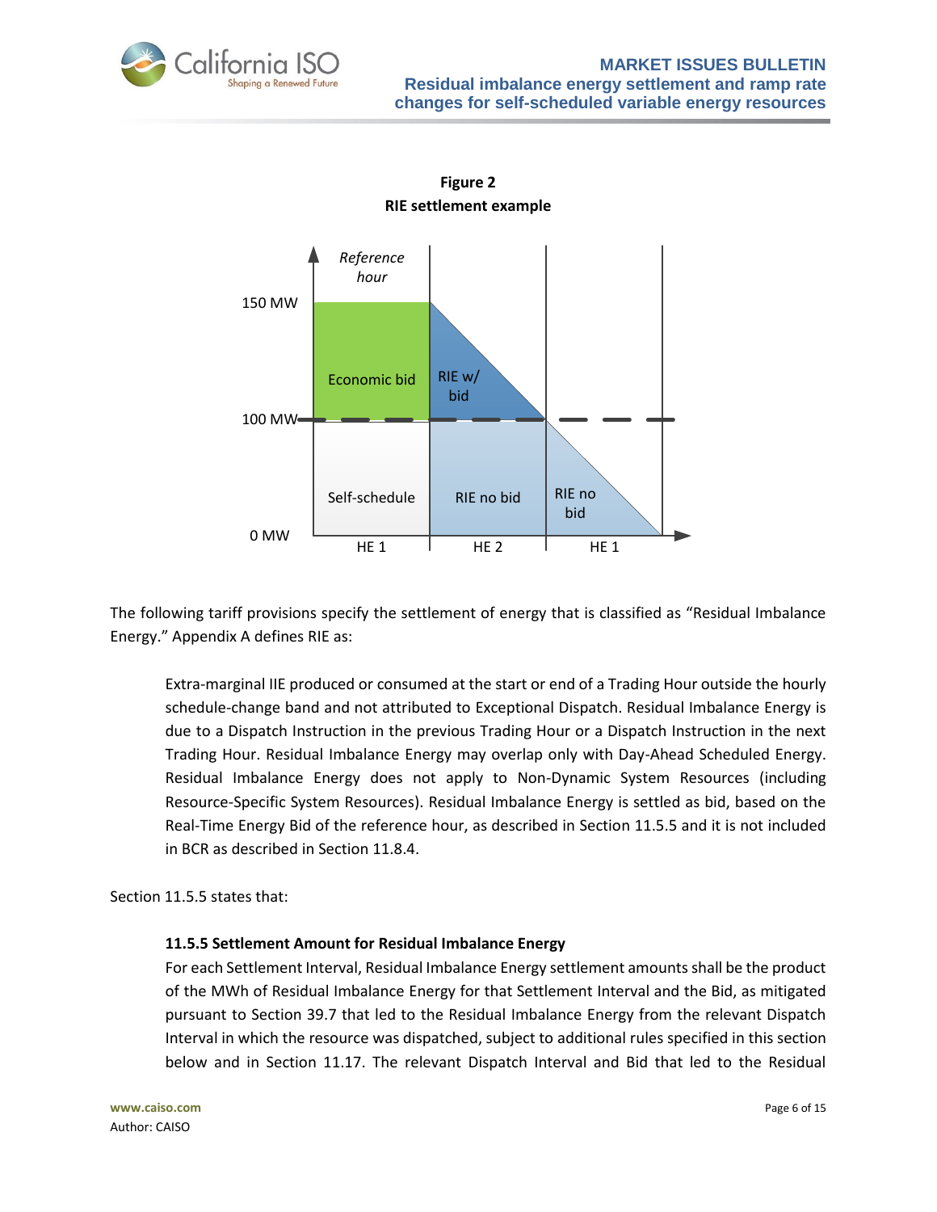**Figure 2**
**RIE settlement example**

The following tariff provisions specify the settlement of energy that is classified as "Residual Imbalance Energy." Appendix A defines RIE as:

> Extra-marginal IIE produced or consumed at the start or end of a Trading Hour outside the hourly schedule-change band and not attributed to Exceptional Dispatch. Residual Imbalance Energy is due to a Dispatch Instruction in the previous Trading Hour or a Dispatch Instruction in the next Trading Hour. Residual Imbalance Energy may overlap only with Day-Ahead Scheduled Energy. Residual Imbalance Energy does not apply to Non-Dynamic System Resources (including Resource-Specific System Resources). Residual Imbalance Energy is settled as bid, based on the Real-Time Energy Bid of the reference hour, as described in Section 11.5.5 and it is not included in BCR as described in Section 11.8.4.

Section 11.5.5 states that:

> **11.5.5 Settlement Amount for Residual Imbalance Energy**
>
> For each Settlement Interval, Residual Imbalance Energy settlement amounts shall be the product of the MWh of Residual Imbalance Energy for that Settlement Interval and the Bid, as mitigated pursuant to Section 39.7 that led to the Residual Imbalance Energy from the relevant Dispatch Interval in which the resource was dispatched, subject to additional rules specified in this section below and in Section 11.17. The relevant Dispatch Interval and Bid that led to the Residual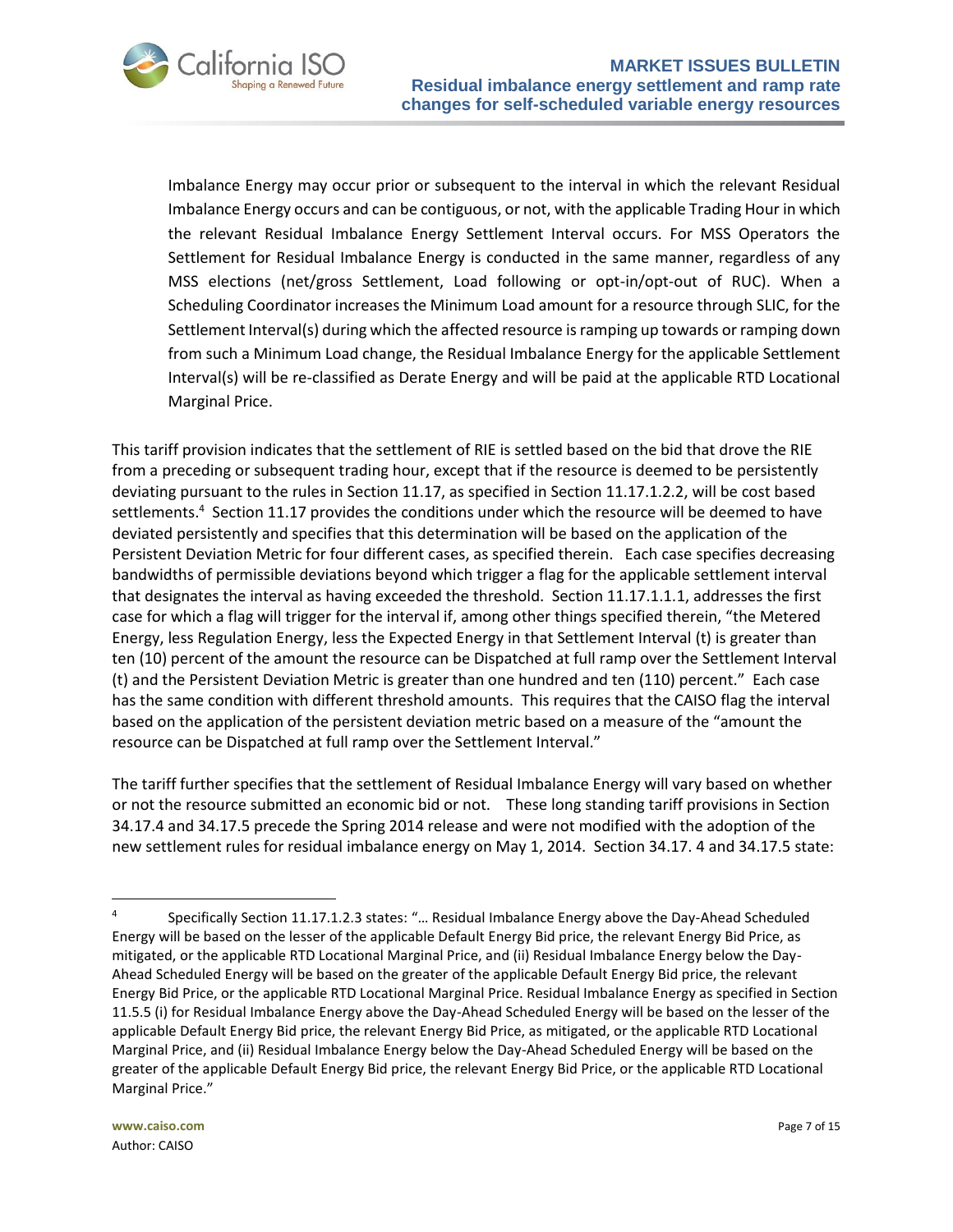> Imbalance Energy may occur prior or subsequent to the interval in which the relevant Residual Imbalance Energy occurs and can be contiguous, or not, with the applicable Trading Hour in which the relevant Residual Imbalance Energy Settlement Interval occurs. For MSS Operators the Settlement for Residual Imbalance Energy is conducted in the same manner, regardless of any MSS elections (net/gross Settlement, Load following or opt-in/opt-out of RUC). When a Scheduling Coordinator increases the Minimum Load amount for a resource through SLIC, for the Settlement Interval(s) during which the affected resource is ramping up towards or ramping down from such a Minimum Load change, the Residual Imbalance Energy for the applicable Settlement Interval(s) will be re-classified as Derate Energy and will be paid at the applicable RTD Locational Marginal Price.

This tariff provision indicates that the settlement of RIE is settled based on the bid that drove the RIE from a preceding or subsequent trading hour, except that if the resource is deemed to be persistently deviating pursuant to the rules in Section 11.17, as specified in Section 11.17.1.2.2, will be cost based settlements.[4] Section 11.17 provides the conditions under which the resource will be deemed to have deviated persistently and specifies that this determination will be based on the application of the Persistent Deviation Metric for four different cases, as specified therein. Each case specifies decreasing bandwidths of permissible deviations beyond which trigger a flag for the applicable settlement interval that designates the interval as having exceeded the threshold. Section 11.17.1.1.1, addresses the first case for which a flag will trigger for the interval if, among other things specified therein, "the Metered Energy, less Regulation Energy, less the Expected Energy in that Settlement Interval (t) is greater than ten (10) percent of the amount the resource can be Dispatched at full ramp over the Settlement Interval (t) and the Persistent Deviation Metric is greater than one hundred and ten (110) percent." Each case has the same condition with different threshold amounts. This requires that the CAISO flag the interval based on the application of the persistent deviation metric based on a measure of the "amount the resource can be Dispatched at full ramp over the Settlement Interval."

The tariff further specifies that the settlement of Residual Imbalance Energy will vary based on whether or not the resource submitted an economic bid or not. These long standing tariff provisions in Section 34.17.4 and 34.17.5 precede the Spring 2014 release and were not modified with the adoption of the new settlement rules for residual imbalance energy on May 1, 2014. Section 34.17. 4 and 34.17.5 state:

---

[4] Specifically Section 11.17.1.2.3 states: "… Residual Imbalance Energy above the Day-Ahead Scheduled Energy will be based on the lesser of the applicable Default Energy Bid price, the relevant Energy Bid Price, as mitigated, or the applicable RTD Locational Marginal Price, and (ii) Residual Imbalance Energy below the Day-Ahead Scheduled Energy will be based on the greater of the applicable Default Energy Bid price, the relevant Energy Bid Price, or the applicable RTD Locational Marginal Price. Residual Imbalance Energy as specified in Section 11.5.5 (i) for Residual Imbalance Energy above the Day-Ahead Scheduled Energy will be based on the lesser of the applicable Default Energy Bid price, the relevant Energy Bid Price, as mitigated, or the applicable RTD Locational Marginal Price, and (ii) Residual Imbalance Energy below the Day-Ahead Scheduled Energy will be based on the greater of the applicable Default Energy Bid price, the relevant Energy Bid Price, or the applicable RTD Locational Marginal Price."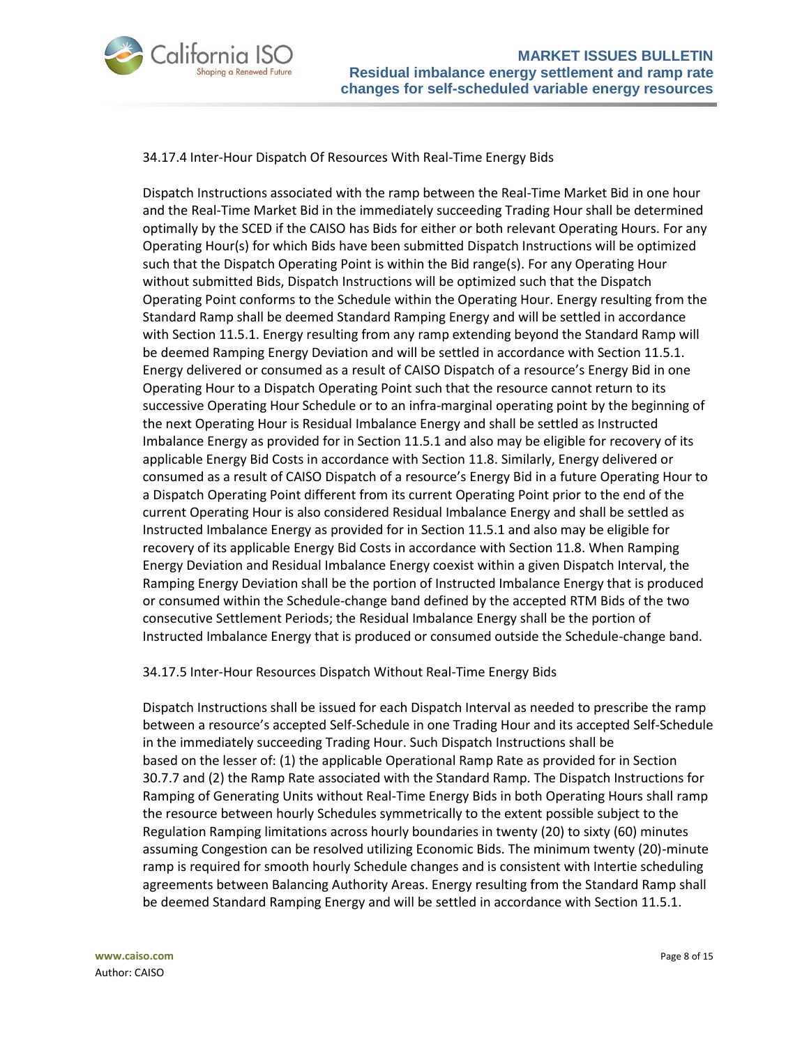34.17.4 Inter-Hour Dispatch Of Resources With Real-Time Energy Bids

Dispatch Instructions associated with the ramp between the Real-Time Market Bid in one hour and the Real-Time Market Bid in the immediately succeeding Trading Hour shall be determined optimally by the SCED if the CAISO has Bids for either or both relevant Operating Hours. For any Operating Hour(s) for which Bids have been submitted Dispatch Instructions will be optimized such that the Dispatch Operating Point is within the Bid range(s). For any Operating Hour without submitted Bids, Dispatch Instructions will be optimized such that the Dispatch Operating Point conforms to the Schedule within the Operating Hour. Energy resulting from the Standard Ramp shall be deemed Standard Ramping Energy and will be settled in accordance with Section 11.5.1. Energy resulting from any ramp extending beyond the Standard Ramp will be deemed Ramping Energy Deviation and will be settled in accordance with Section 11.5.1. Energy delivered or consumed as a result of CAISO Dispatch of a resource's Energy Bid in one Operating Hour to a Dispatch Operating Point such that the resource cannot return to its successive Operating Hour Schedule or to an infra-marginal operating point by the beginning of the next Operating Hour is Residual Imbalance Energy and shall be settled as Instructed Imbalance Energy as provided for in Section 11.5.1 and also may be eligible for recovery of its applicable Energy Bid Costs in accordance with Section 11.8. Similarly, Energy delivered or consumed as a result of CAISO Dispatch of a resource's Energy Bid in a future Operating Hour to a Dispatch Operating Point different from its current Operating Point prior to the end of the current Operating Hour is also considered Residual Imbalance Energy and shall be settled as Instructed Imbalance Energy as provided for in Section 11.5.1 and also may be eligible for recovery of its applicable Energy Bid Costs in accordance with Section 11.8. When Ramping Energy Deviation and Residual Imbalance Energy coexist within a given Dispatch Interval, the Ramping Energy Deviation shall be the portion of Instructed Imbalance Energy that is produced or consumed within the Schedule-change band defined by the accepted RTM Bids of the two consecutive Settlement Periods; the Residual Imbalance Energy shall be the portion of Instructed Imbalance Energy that is produced or consumed outside the Schedule-change band.

34.17.5 Inter-Hour Resources Dispatch Without Real-Time Energy Bids

Dispatch Instructions shall be issued for each Dispatch Interval as needed to prescribe the ramp between a resource's accepted Self-Schedule in one Trading Hour and its accepted Self-Schedule in the immediately succeeding Trading Hour. Such Dispatch Instructions shall be based on the lesser of: (1) the applicable Operational Ramp Rate as provided for in Section 30.7.7 and (2) the Ramp Rate associated with the Standard Ramp. The Dispatch Instructions for Ramping of Generating Units without Real-Time Energy Bids in both Operating Hours shall ramp the resource between hourly Schedules symmetrically to the extent possible subject to the Regulation Ramping limitations across hourly boundaries in twenty (20) to sixty (60) minutes assuming Congestion can be resolved utilizing Economic Bids. The minimum twenty (20)-minute ramp is required for smooth hourly Schedule changes and is consistent with Intertie scheduling agreements between Balancing Authority Areas. Energy resulting from the Standard Ramp shall be deemed Standard Ramping Energy and will be settled in accordance with Section 11.5.1.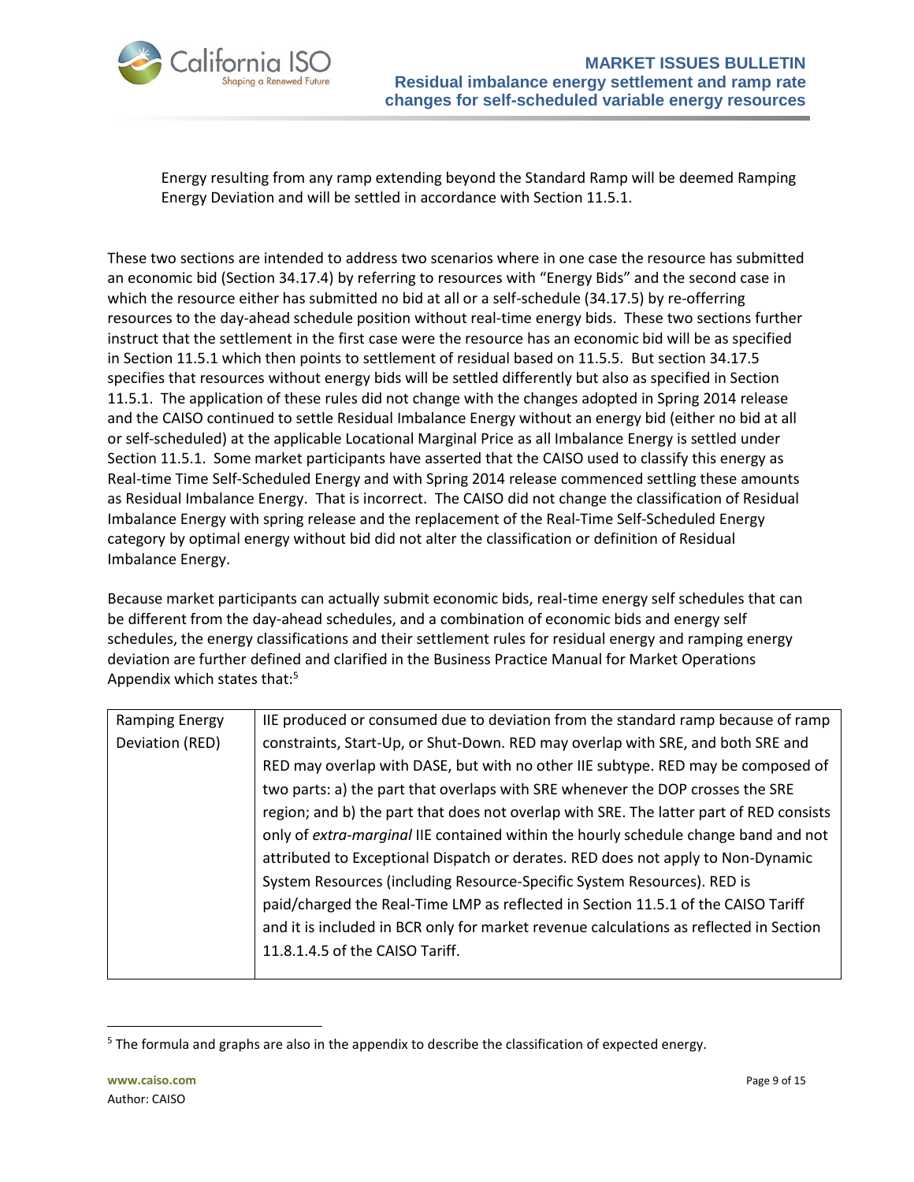Energy resulting from any ramp extending beyond the Standard Ramp will be deemed Ramping Energy Deviation and will be settled in accordance with Section 11.5.1.

These two sections are intended to address two scenarios where in one case the resource has submitted an economic bid (Section 34.17.4) by referring to resources with “Energy Bids” and the second case in which the resource either has submitted no bid at all or a self-schedule (34.17.5) by re-offering resources to the day-ahead schedule position without real-time energy bids. These two sections further instruct that the settlement in the first case were the resource has an economic bid will be as specified in Section 11.5.1 which then points to settlement of residual based on 11.5.5. But section 34.17.5 specifies that resources without energy bids will be settled differently but also as specified in Section 11.5.1. The application of these rules did not change with the changes adopted in Spring 2014 release and the CAISO continued to settle Residual Imbalance Energy without an energy bid (either no bid at all or self-scheduled) at the applicable Locational Marginal Price as all Imbalance Energy is settled under Section 11.5.1. Some market participants have asserted that the CAISO used to classify this energy as Real-time Time Self-Scheduled Energy and with Spring 2014 release commenced settling these amounts as Residual Imbalance Energy. That is incorrect. The CAISO did not change the classification of Residual Imbalance Energy with spring release and the replacement of the Real-Time Self-Scheduled Energy category by optimal energy without bid did not alter the classification or definition of Residual Imbalance Energy.

Because market participants can actually submit economic bids, real-time energy self schedules that can be different from the day-ahead schedules, and a combination of economic bids and energy self schedules, the energy classifications and their settlement rules for residual energy and ramping energy deviation are further defined and clarified in the Business Practice Manual for Market Operations Appendix which states that:[5]

| | |
|---|---|
| Ramping Energy Deviation (RED) | IIE produced or consumed due to deviation from the standard ramp because of ramp constraints, Start-Up, or Shut-Down. RED may overlap with SRE, and both SRE and RED may overlap with DASE, but with no other IIE subtype. RED may be composed of two parts: a) the part that overlaps with SRE whenever the DOP crosses the SRE region; and b) the part that does not overlap with SRE. The latter part of RED consists only of *extra-marginal* IIE contained within the hourly schedule change band and not attributed to Exceptional Dispatch or derates. RED does not apply to Non-Dynamic System Resources (including Resource-Specific System Resources). RED is paid/charged the Real-Time LMP as reflected in Section 11.5.1 of the CAISO Tariff and it is included in BCR only for market revenue calculations as reflected in Section 11.8.1.4.5 of the CAISO Tariff. |

[5] The formula and graphs are also in the appendix to describe the classification of expected energy.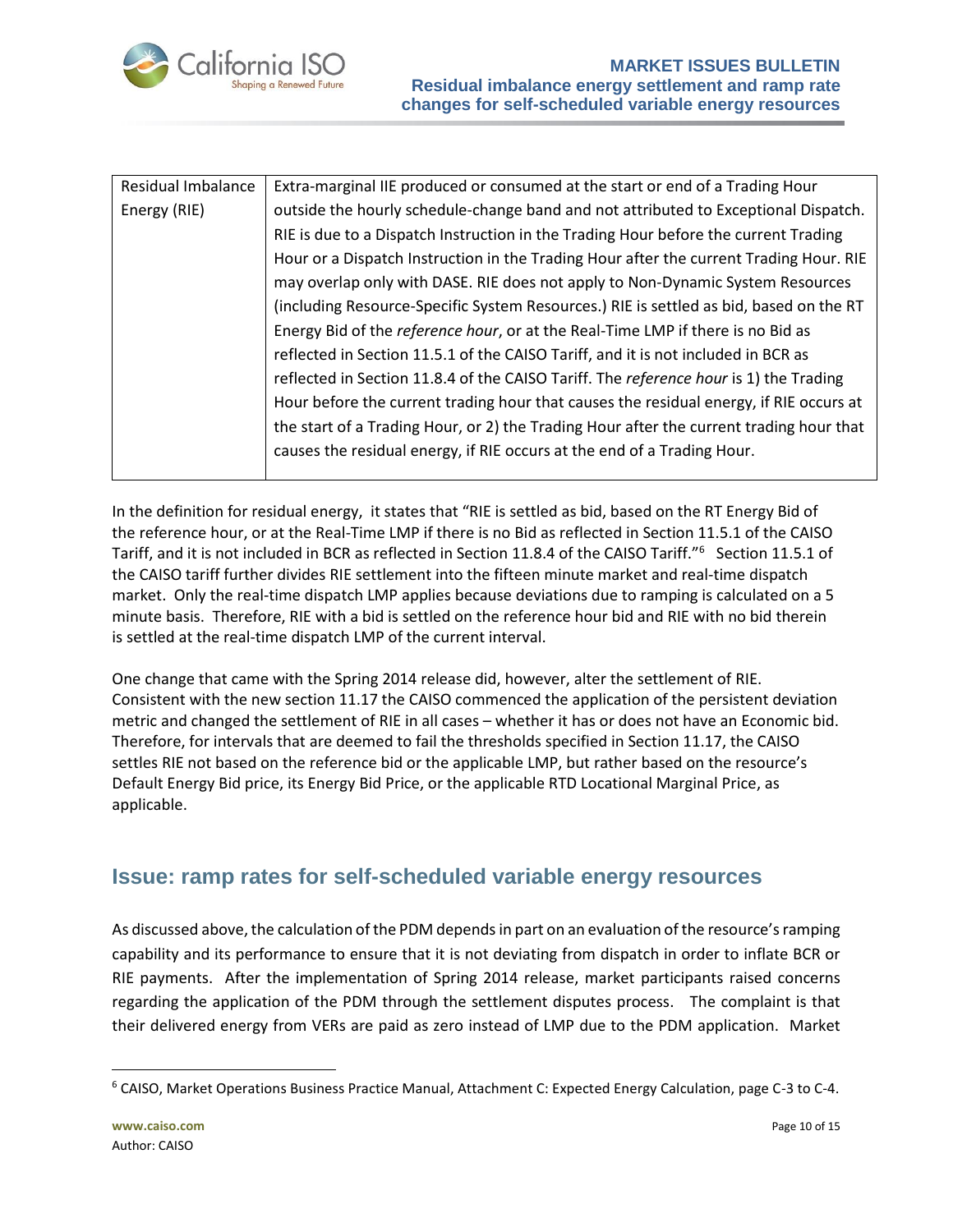| Residual Imbalance Energy (RIE) | Extra-marginal IIE produced or consumed at the start or end of a Trading Hour outside the hourly schedule-change band and not attributed to Exceptional Dispatch. RIE is due to a Dispatch Instruction in the Trading Hour before the current Trading Hour or a Dispatch Instruction in the Trading Hour after the current Trading Hour. RIE may overlap only with DASE. RIE does not apply to Non-Dynamic System Resources (including Resource-Specific System Resources.) RIE is settled as bid, based on the RT Energy Bid of the *reference hour*, or at the Real-Time LMP if there is no Bid as reflected in Section 11.5.1 of the CAISO Tariff, and it is not included in BCR as reflected in Section 11.8.4 of the CAISO Tariff. The *reference hour* is 1) the Trading Hour before the current trading hour that causes the residual energy, if RIE occurs at the start of a Trading Hour, or 2) the Trading Hour after the current trading hour that causes the residual energy, if RIE occurs at the end of a Trading Hour. |
|---|---|

In the definition for residual energy, it states that "RIE is settled as bid, based on the RT Energy Bid of the reference hour, or at the Real-Time LMP if there is no Bid as reflected in Section 11.5.1 of the CAISO Tariff, and it is not included in BCR as reflected in Section 11.8.4 of the CAISO Tariff."[6] Section 11.5.1 of the CAISO tariff further divides RIE settlement into the fifteen minute market and real-time dispatch market. Only the real-time dispatch LMP applies because deviations due to ramping is calculated on a 5 minute basis. Therefore, RIE with a bid is settled on the reference hour bid and RIE with no bid therein is settled at the real-time dispatch LMP of the current interval.

One change that came with the Spring 2014 release did, however, alter the settlement of RIE. Consistent with the new section 11.17 the CAISO commenced the application of the persistent deviation metric and changed the settlement of RIE in all cases – whether it has or does not have an Economic bid. Therefore, for intervals that are deemed to fail the thresholds specified in Section 11.17, the CAISO settles RIE not based on the reference bid or the applicable LMP, but rather based on the resource's Default Energy Bid price, its Energy Bid Price, or the applicable RTD Locational Marginal Price, as applicable.

## Issue: ramp rates for self-scheduled variable energy resources

As discussed above, the calculation of the PDM depends in part on an evaluation of the resource's ramping capability and its performance to ensure that it is not deviating from dispatch in order to inflate BCR or RIE payments. After the implementation of Spring 2014 release, market participants raised concerns regarding the application of the PDM through the settlement disputes process. The complaint is that their delivered energy from VERs are paid as zero instead of LMP due to the PDM application. Market

[6] CAISO, Market Operations Business Practice Manual, Attachment C: Expected Energy Calculation, page C-3 to C-4.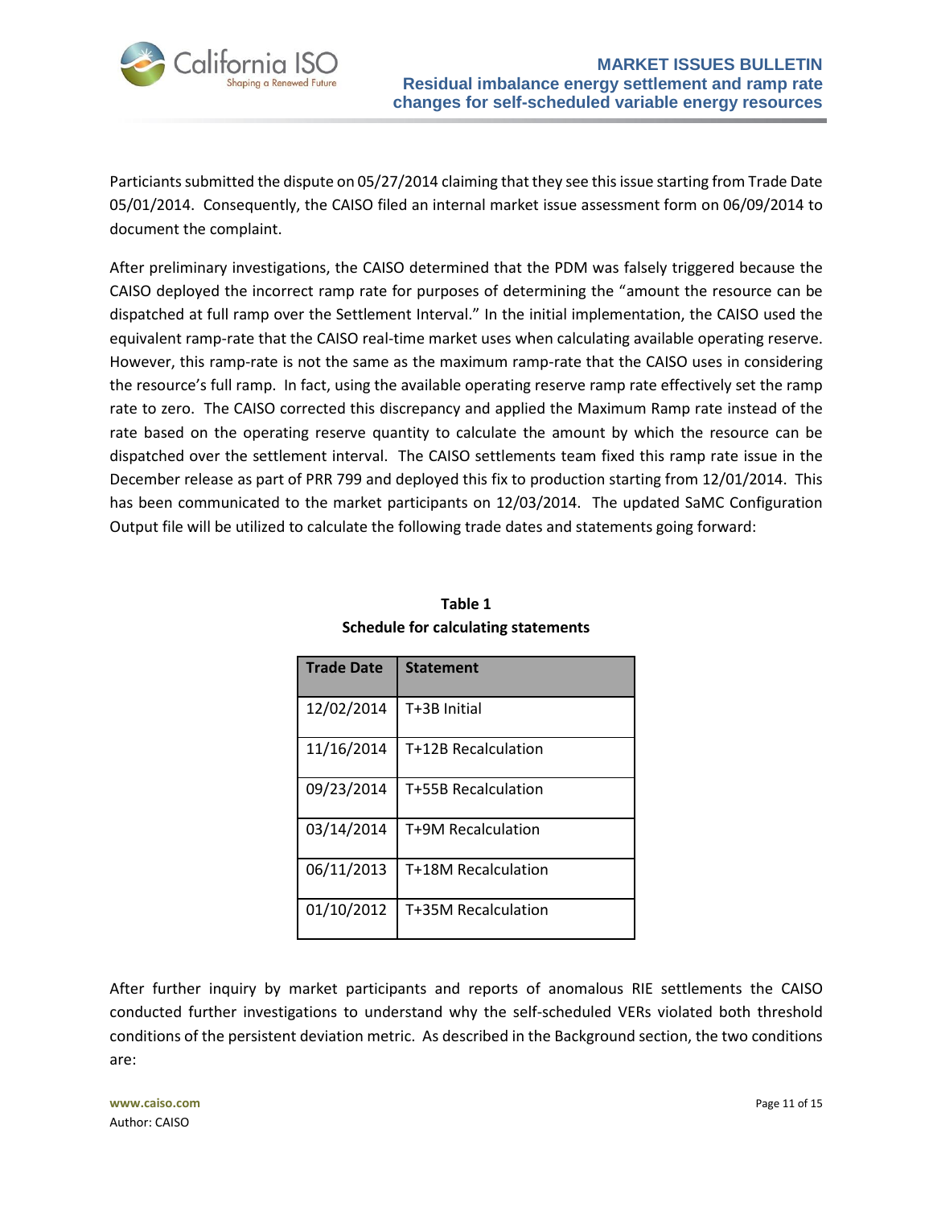Particiants submitted the dispute on 05/27/2014 claiming that they see this issue starting from Trade Date 05/01/2014. Consequently, the CAISO filed an internal market issue assessment form on 06/09/2014 to document the complaint.

After preliminary investigations, the CAISO determined that the PDM was falsely triggered because the CAISO deployed the incorrect ramp rate for purposes of determining the "amount the resource can be dispatched at full ramp over the Settlement Interval." In the initial implementation, the CAISO used the equivalent ramp-rate that the CAISO real-time market uses when calculating available operating reserve. However, this ramp-rate is not the same as the maximum ramp-rate that the CAISO uses in considering the resource's full ramp. In fact, using the available operating reserve ramp rate effectively set the ramp rate to zero. The CAISO corrected this discrepancy and applied the Maximum Ramp rate instead of the rate based on the operating reserve quantity to calculate the amount by which the resource can be dispatched over the settlement interval. The CAISO settlements team fixed this ramp rate issue in the December release as part of PRR 799 and deployed this fix to production starting from 12/01/2014. This has been communicated to the market participants on 12/03/2014. The updated SaMC Configuration Output file will be utilized to calculate the following trade dates and statements going forward:

**Table 1**
**Schedule for calculating statements**

| Trade Date | Statement |
|---|---|
| 12/02/2014 | T+3B Initial |
| 11/16/2014 | T+12B Recalculation |
| 09/23/2014 | T+55B Recalculation |
| 03/14/2014 | T+9M Recalculation |
| 06/11/2013 | T+18M Recalculation |
| 01/10/2012 | T+35M Recalculation |

After further inquiry by market participants and reports of anomalous RIE settlements the CAISO conducted further investigations to understand why the self-scheduled VERs violated both threshold conditions of the persistent deviation metric. As described in the Background section, the two conditions are: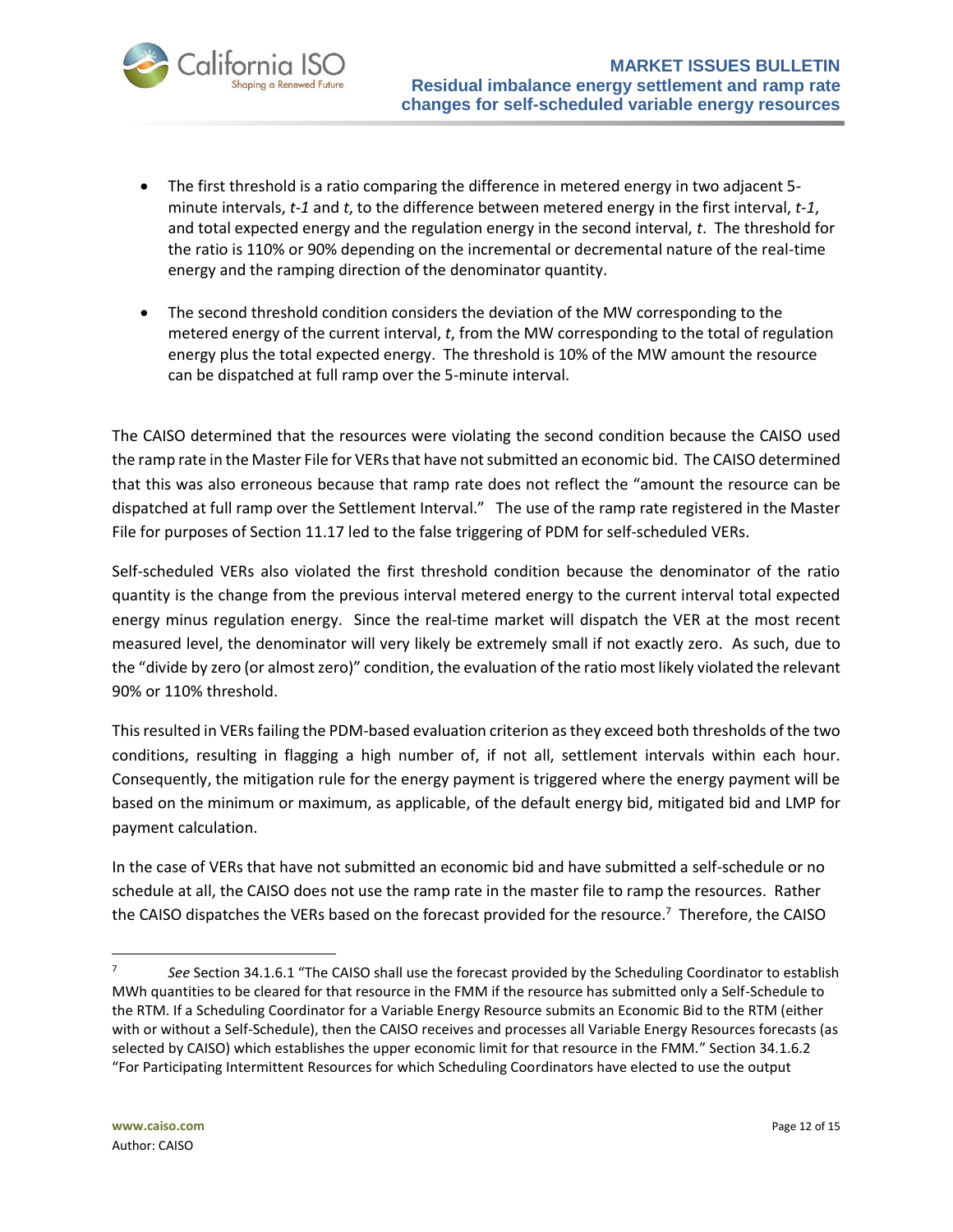- The first threshold is a ratio comparing the difference in metered energy in two adjacent 5-minute intervals, *t-1* and *t*, to the difference between metered energy in the first interval, *t-1*, and total expected energy and the regulation energy in the second interval, *t*. The threshold for the ratio is 110% or 90% depending on the incremental or decremental nature of the real-time energy and the ramping direction of the denominator quantity.

- The second threshold condition considers the deviation of the MW corresponding to the metered energy of the current interval, *t*, from the MW corresponding to the total of regulation energy plus the total expected energy. The threshold is 10% of the MW amount the resource can be dispatched at full ramp over the 5-minute interval.

The CAISO determined that the resources were violating the second condition because the CAISO used the ramp rate in the Master File for VERs that have not submitted an economic bid. The CAISO determined that this was also erroneous because that ramp rate does not reflect the "amount the resource can be dispatched at full ramp over the Settlement Interval." The use of the ramp rate registered in the Master File for purposes of Section 11.17 led to the false triggering of PDM for self-scheduled VERs.

Self-scheduled VERs also violated the first threshold condition because the denominator of the ratio quantity is the change from the previous interval metered energy to the current interval total expected energy minus regulation energy. Since the real-time market will dispatch the VER at the most recent measured level, the denominator will very likely be extremely small if not exactly zero. As such, due to the "divide by zero (or almost zero)" condition, the evaluation of the ratio most likely violated the relevant 90% or 110% threshold.

This resulted in VERs failing the PDM-based evaluation criterion as they exceed both thresholds of the two conditions, resulting in flagging a high number of, if not all, settlement intervals within each hour. Consequently, the mitigation rule for the energy payment is triggered where the energy payment will be based on the minimum or maximum, as applicable, of the default energy bid, mitigated bid and LMP for payment calculation.

In the case of VERs that have not submitted an economic bid and have submitted a self-schedule or no schedule at all, the CAISO does not use the ramp rate in the master file to ramp the resources. Rather the CAISO dispatches the VERs based on the forecast provided for the resource.[7] Therefore, the CAISO

---

[7] *See* Section 34.1.6.1 "The CAISO shall use the forecast provided by the Scheduling Coordinator to establish MWh quantities to be cleared for that resource in the FMM if the resource has submitted only a Self-Schedule to the RTM. If a Scheduling Coordinator for a Variable Energy Resource submits an Economic Bid to the RTM (either with or without a Self-Schedule), then the CAISO receives and processes all Variable Energy Resources forecasts (as selected by CAISO) which establishes the upper economic limit for that resource in the FMM." Section 34.1.6.2 "For Participating Intermittent Resources for which Scheduling Coordinators have elected to use the output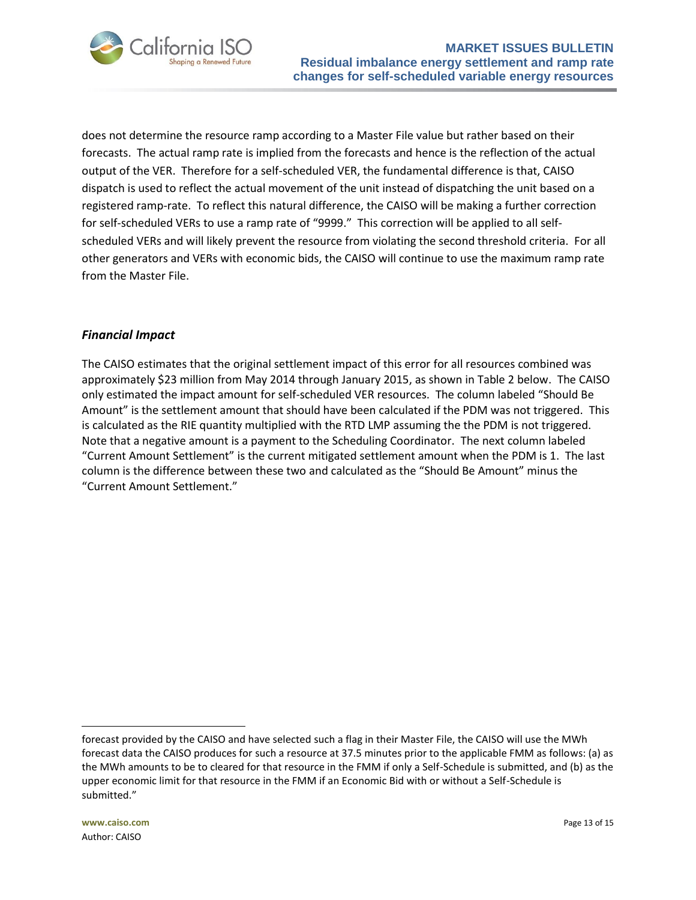does not determine the resource ramp according to a Master File value but rather based on their forecasts. The actual ramp rate is implied from the forecasts and hence is the reflection of the actual output of the VER. Therefore for a self-scheduled VER, the fundamental difference is that, CAISO dispatch is used to reflect the actual movement of the unit instead of dispatching the unit based on a registered ramp-rate. To reflect this natural difference, the CAISO will be making a further correction for self-scheduled VERs to use a ramp rate of "9999." This correction will be applied to all self-scheduled VERs and will likely prevent the resource from violating the second threshold criteria. For all other generators and VERs with economic bids, the CAISO will continue to use the maximum ramp rate from the Master File.

### *Financial Impact*

The CAISO estimates that the original settlement impact of this error for all resources combined was approximately $23 million from May 2014 through January 2015, as shown in Table 2 below. The CAISO only estimated the impact amount for self-scheduled VER resources. The column labeled "Should Be Amount" is the settlement amount that should have been calculated if the PDM was not triggered. This is calculated as the RIE quantity multiplied with the RTD LMP assuming the the PDM is not triggered. Note that a negative amount is a payment to the Scheduling Coordinator. The next column labeled "Current Amount Settlement" is the current mitigated settlement amount when the PDM is 1. The last column is the difference between these two and calculated as the "Should Be Amount" minus the "Current Amount Settlement."

---

forecast provided by the CAISO and have selected such a flag in their Master File, the CAISO will use the MWh forecast data the CAISO produces for such a resource at 37.5 minutes prior to the applicable FMM as follows: (a) as the MWh amounts to be to cleared for that resource in the FMM if only a Self-Schedule is submitted, and (b) as the upper economic limit for that resource in the FMM if an Economic Bid with or without a Self-Schedule is submitted."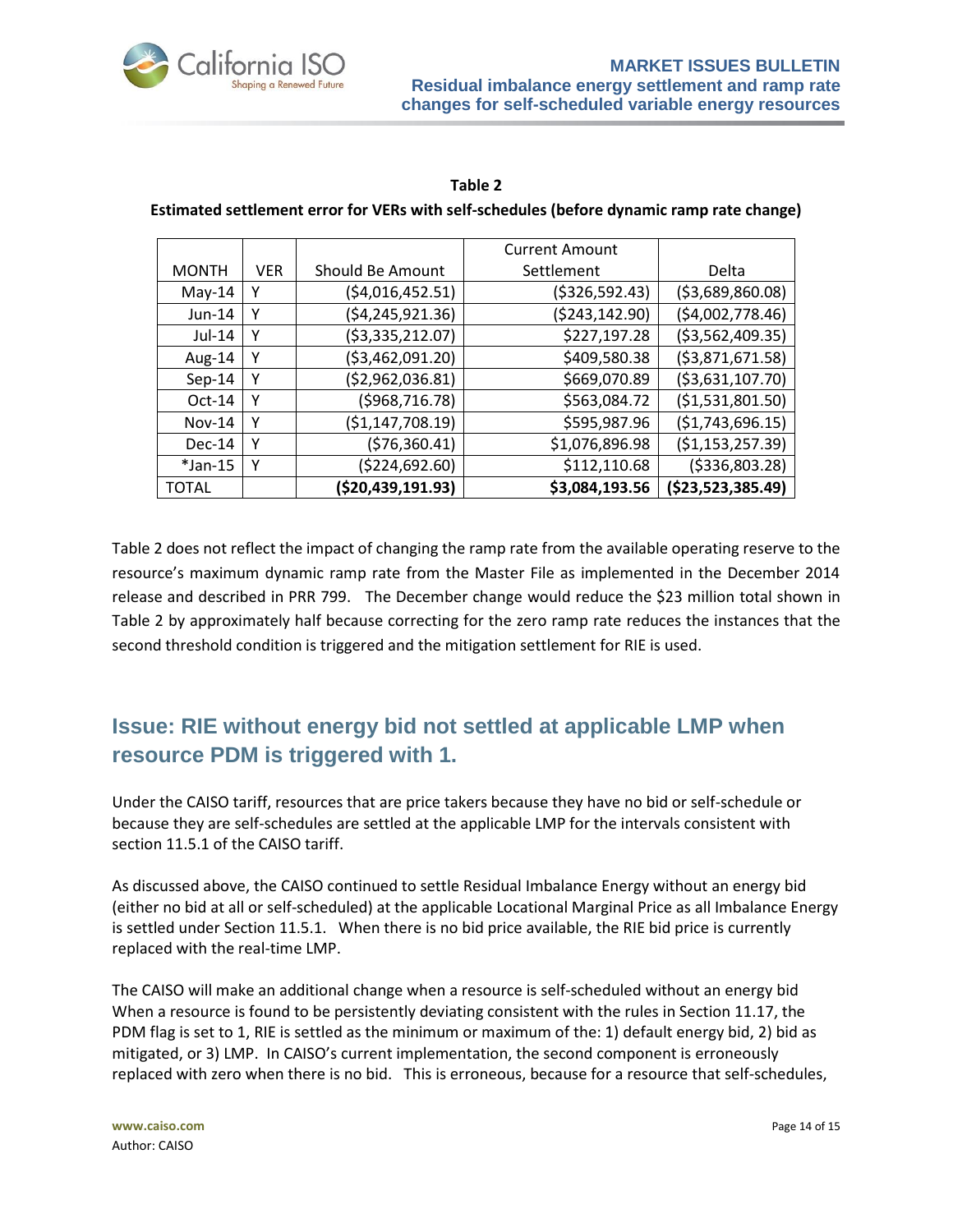**Table 2**

**Estimated settlement error for VERs with self-schedules (before dynamic ramp rate change)**

| MONTH | VER | Should Be Amount | Current Amount Settlement | Delta |
|---|---|---|---|---|
| May-14 | Y | ($4,016,452.51) | ($326,592.43) | ($3,689,860.08) |
| Jun-14 | Y | ($4,245,921.36) | ($243,142.90) | ($4,002,778.46) |
| Jul-14 | Y | ($3,335,212.07) | $227,197.28 | ($3,562,409.35) |
| Aug-14 | Y | ($3,462,091.20) | $409,580.38 | ($3,871,671.58) |
| Sep-14 | Y | ($2,962,036.81) | $669,070.89 | ($3,631,107.70) |
| Oct-14 | Y | ($968,716.78) | $563,084.72 | ($1,531,801.50) |
| Nov-14 | Y | ($1,147,708.19) | $595,987.96 | ($1,743,696.15) |
| Dec-14 | Y | ($76,360.41) | $1,076,896.98 | ($1,153,257.39) |
| *Jan-15 | Y | ($224,692.60) | $112,110.68 | ($336,803.28) |
| TOTAL | | **($20,439,191.93)** | **$3,084,193.56** | **($23,523,385.49)** |

Table 2 does not reflect the impact of changing the ramp rate from the available operating reserve to the resource's maximum dynamic ramp rate from the Master File as implemented in the December 2014 release and described in PRR 799. The December change would reduce the $23 million total shown in Table 2 by approximately half because correcting for the zero ramp rate reduces the instances that the second threshold condition is triggered and the mitigation settlement for RIE is used.

## Issue: RIE without energy bid not settled at applicable LMP when resource PDM is triggered with 1.

Under the CAISO tariff, resources that are price takers because they have no bid or self-schedule or because they are self-schedules are settled at the applicable LMP for the intervals consistent with section 11.5.1 of the CAISO tariff.

As discussed above, the CAISO continued to settle Residual Imbalance Energy without an energy bid (either no bid at all or self-scheduled) at the applicable Locational Marginal Price as all Imbalance Energy is settled under Section 11.5.1. When there is no bid price available, the RIE bid price is currently replaced with the real-time LMP.

The CAISO will make an additional change when a resource is self-scheduled without an energy bid When a resource is found to be persistently deviating consistent with the rules in Section 11.17, the PDM flag is set to 1, RIE is settled as the minimum or maximum of the: 1) default energy bid, 2) bid as mitigated, or 3) LMP. In CAISO's current implementation, the second component is erroneously replaced with zero when there is no bid. This is erroneous, because for a resource that self-schedules,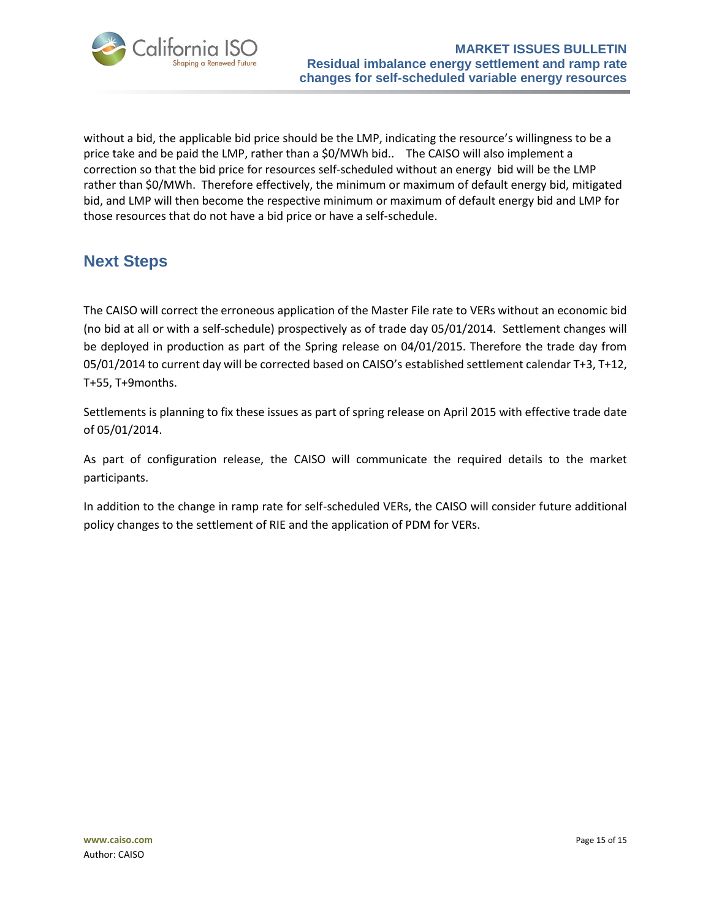without a bid, the applicable bid price should be the LMP, indicating the resource's willingness to be a price take and be paid the LMP, rather than a $0/MWh bid.. The CAISO will also implement a correction so that the bid price for resources self-scheduled without an energy bid will be the LMP rather than $0/MWh. Therefore effectively, the minimum or maximum of default energy bid, mitigated bid, and LMP will then become the respective minimum or maximum of default energy bid and LMP for those resources that do not have a bid price or have a self-schedule.

## Next Steps

The CAISO will correct the erroneous application of the Master File rate to VERs without an economic bid (no bid at all or with a self-schedule) prospectively as of trade day 05/01/2014. Settlement changes will be deployed in production as part of the Spring release on 04/01/2015. Therefore the trade day from 05/01/2014 to current day will be corrected based on CAISO's established settlement calendar T+3, T+12, T+55, T+9months.

Settlements is planning to fix these issues as part of spring release on April 2015 with effective trade date of 05/01/2014.

As part of configuration release, the CAISO will communicate the required details to the market participants.

In addition to the change in ramp rate for self-scheduled VERs, the CAISO will consider future additional policy changes to the settlement of RIE and the application of PDM for VERs.